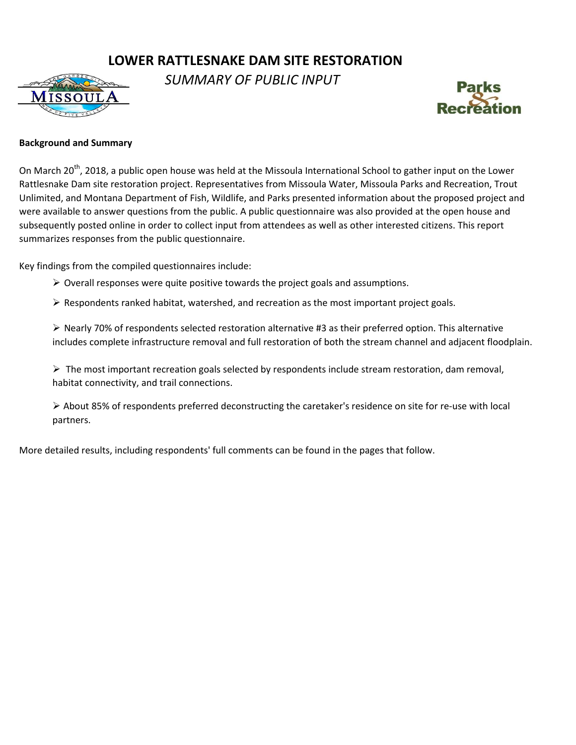# LOWER RATTLESNAKE DAM SITE RESTORATION

*SUMMARY OF PUBLIC INPUT*

**Background and Summary**

On March 20th, 2018, a public open house was held at the Missoula International School to gather input on the Lower Rattlesnake Dam site restoration project. Representatives from Missoula Water, Missoula Parks and Recreation, Trout Unlimited, and Montana Department of Fish, Wildlife, and Parks presented information about the proposed project and were available to answer questions from the public. A public questionnaire was also provided at the open house and subsequently posted online in order to collect input from attendees as well as other interested citizens. This report summarizes responses from the public questionnaire.

Key findings from the compiled questionnaires include:

- Overall responses were quite positive towards the project goals and assumptions.
- Respondents ranked habitat, watershed, and recreation as the most important project goals.
- Nearly 70% of respondents selected restoration alternative #3 as their preferred option. This alternative includes complete infrastructure removal and full restoration of both the stream channel and adjacent floodplain.
- The most important recreation goals selected by respondents include stream restoration, dam removal, habitat connectivity, and trail connections.
- About 85% of respondents preferred deconstructing the caretaker's residence on site for re-use with local partners.

More detailed results, including respondents' full comments can be found in the pages that follow.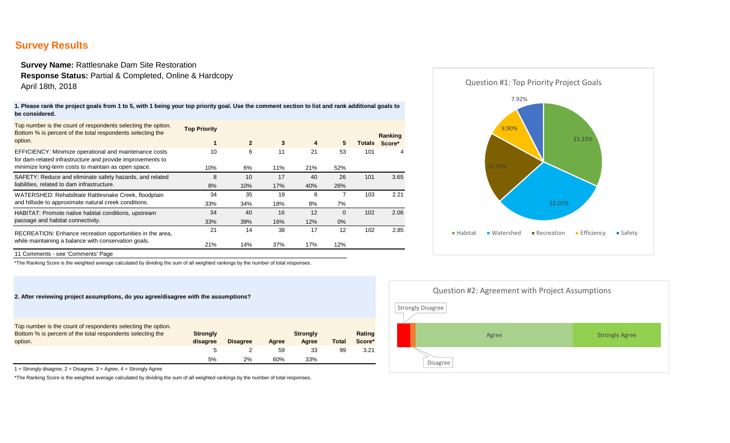## Survey Results

**Survey Name:** Rattlesnake Dam Site Restoration
**Response Status:** Partial & Completed, Online & Hardcopy
April 18th, 2018

**1. Please rank the project goals from 1 to 5, with 1 being your top priority goal. Use the comment section to list and rank additional goals to be considered.**

| Top number is the count of respondents selecting the option. Bottom % is percent of the total respondents selecting the option. | Top Priority 1 | 2 | 3 | 4 | 5 | Totals | Ranking Score* |
|---|---|---|---|---|---|---|---|
| EFFICIENCY: Minimize operational and maintenance costs for dam-related infrastructure and provide improvements to minimize long-term costs to maintain as open space. | 10 | 6 | 11 | 21 | 53 | 101 | 4 |
| | 10% | 6% | 11% | 21% | 52% | | |
| SAFETY: Reduce and eliminate safety hazards, and related liabilities, related to dam infrastructure. | 8 | 10 | 17 | 40 | 26 | 101 | 3.65 |
| | 8% | 10% | 17% | 40% | 26% | | |
| WATERSHED: Rehabilitate Rattlesnake Creek, floodplain and hillside to approximate natural creek conditions. | 34 | 35 | 19 | 8 | 7 | 103 | 2.21 |
| | 33% | 34% | 18% | 8% | 7% | | |
| HABITAT: Promote native habitat conditions, upstream passage and habitat connectivity. | 34 | 40 | 16 | 12 | 0 | 102 | 2.06 |
| | 33% | 39% | 16% | 12% | 0% | | |
| RECREATION: Enhance recreation opportunities in the area, while maintaining a balance with conservation goals. | 21 | 14 | 38 | 17 | 12 | 102 | 2.85 |
| | 21% | 14% | 37% | 17% | 12% | | |

11 Comments - see 'Comments' Page

*The Ranking Score is the weighted average calculated by dividing the sum of all weighted rankings by the number of total responses.

Question #1: Top Priority Project Goals

| Goal | Percent |
|---|---|
| Habitat | 33.33% |
| Watershed | 33.01% |
| Recreation | 20.59% |
| Efficiency | 9.90% |
| Safety | 7.92% |

**2. After reviewing project assumptions, do you agree/disagree with the assumptions?**

| Top number is the count of respondents selecting the option. Bottom % is percent of the total respondents selecting the option. | Strongly disagree | Disagree | Agree | Strongly Agree | Total | Rating Score* |
|---|---|---|---|---|---|---|
| | 5 | 2 | 59 | 33 | 99 | 3.21 |
| | 5% | 2% | 60% | 33% | | |

1 = Strongly disagree, 2 = Disagree, 3 = Agree, 4 = Strongly Agree

*The Ranking Score is the weighted average calculated by dividing the sum of all weighted rankings by the number of total responses.

Question #2: Agreement with Project Assumptions

Strongly Disagree | Disagree | Agree | Strongly Agree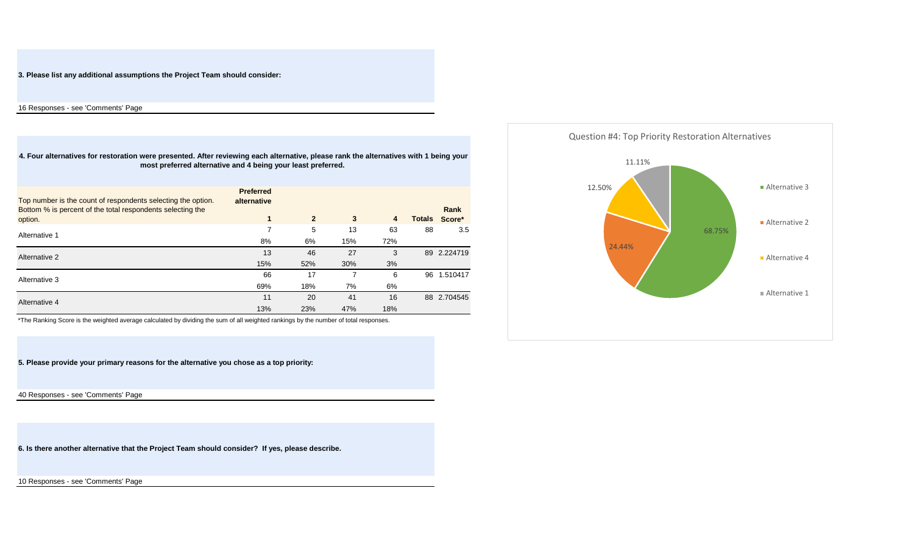**3. Please list any additional assumptions the Project Team should consider:**

16 Responses - see 'Comments' Page

**4. Four alternatives for restoration were presented. After reviewing each alternative, please rank the alternatives with 1 being your most preferred alternative and 4 being your least preferred.**

| Top number is the count of respondents selecting the option. Bottom % is percent of the total respondents selecting the option. | **Preferred alternative** 1 | **2** | **3** | **4** | **Totals** | **Rank Score*** |
|---|---|---|---|---|---|---|
| Alternative 1 | 7 | 5 | 13 | 63 | 88 | 3.5 |
| | 8% | 6% | 15% | 72% | | |
| Alternative 2 | 13 | 46 | 27 | 3 | 89 | 2.224719 |
| | 15% | 52% | 30% | 3% | | |
| Alternative 3 | 66 | 17 | 7 | 6 | 96 | 1.510417 |
| | 69% | 18% | 7% | 6% | | |
| Alternative 4 | 11 | 20 | 41 | 16 | 88 | 2.704545 |
| | 13% | 23% | 47% | 18% | | |

*The Ranking Score is the weighted average calculated by dividing the sum of all weighted rankings by the number of total responses.

Question #4: Top Priority Restoration Alternatives

| Alternative | Percent |
|---|---|
| Alternative 3 | 68.75% |
| Alternative 2 | 24.44% |
| Alternative 4 | 12.50% |
| Alternative 1 | 11.11% |

**5. Please provide your primary reasons for the alternative you chose as a top priority:**

40 Responses - see 'Comments' Page

**6. Is there another alternative that the Project Team should consider? If yes, please describe.**

10 Responses - see 'Comments' Page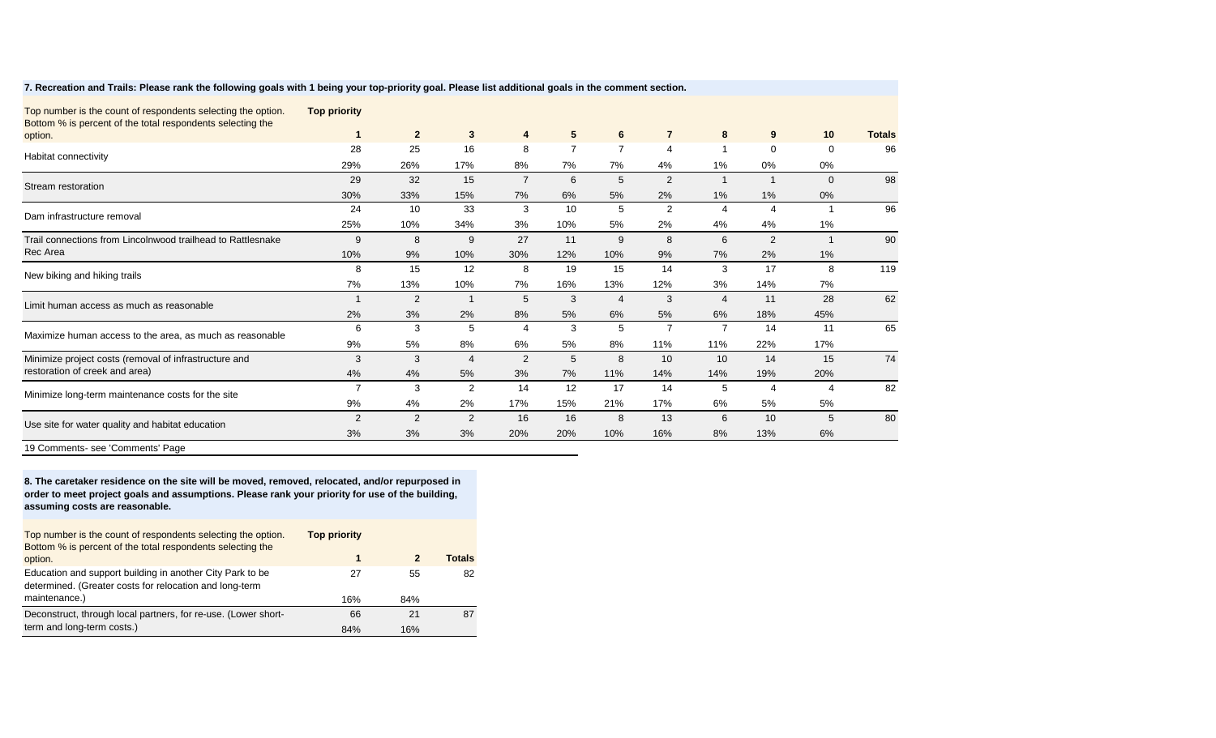**7. Recreation and Trails: Please rank the following goals with 1 being your top-priority goal. Please list additional goals in the comment section.**

| Top number is the count of respondents selecting the option. Bottom % is percent of the total respondents selecting the option. | Top priority 1 | 2 | 3 | 4 | 5 | 6 | 7 | 8 | 9 | 10 | Totals |
|---|---|---|---|---|---|---|---|---|---|---|---|
| Habitat connectivity | 28 | 25 | 16 | 8 | 7 | 7 | 4 | 1 | 0 | 0 | 96 |
| | 29% | 26% | 17% | 8% | 7% | 7% | 4% | 1% | 0% | 0% | |
| Stream restoration | 29 | 32 | 15 | 7 | 6 | 5 | 2 | 1 | 1 | 0 | 98 |
| | 30% | 33% | 15% | 7% | 6% | 5% | 2% | 1% | 1% | 0% | |
| Dam infrastructure removal | 24 | 10 | 33 | 3 | 10 | 5 | 2 | 4 | 4 | 1 | 96 |
| | 25% | 10% | 34% | 3% | 10% | 5% | 2% | 4% | 4% | 1% | |
| Trail connections from Lincolnwood trailhead to Rattlesnake Rec Area | 9 | 8 | 9 | 27 | 11 | 9 | 8 | 6 | 2 | 1 | 90 |
| | 10% | 9% | 10% | 30% | 12% | 10% | 9% | 7% | 2% | 1% | |
| New biking and hiking trails | 8 | 15 | 12 | 8 | 19 | 15 | 14 | 3 | 17 | 8 | 119 |
| | 7% | 13% | 10% | 7% | 16% | 13% | 12% | 3% | 14% | 7% | |
| Limit human access as much as reasonable | 1 | 2 | 1 | 5 | 3 | 4 | 3 | 4 | 11 | 28 | 62 |
| | 2% | 3% | 2% | 8% | 5% | 6% | 5% | 6% | 18% | 45% | |
| Maximize human access to the area, as much as reasonable | 6 | 3 | 5 | 4 | 3 | 5 | 7 | 7 | 14 | 11 | 65 |
| | 9% | 5% | 8% | 6% | 5% | 8% | 11% | 11% | 22% | 17% | |
| Minimize project costs (removal of infrastructure and restoration of creek and area) | 3 | 3 | 4 | 2 | 5 | 8 | 10 | 10 | 14 | 15 | 74 |
| | 4% | 4% | 5% | 3% | 7% | 11% | 14% | 14% | 19% | 20% | |
| Minimize long-term maintenance costs for the site | 7 | 3 | 2 | 14 | 12 | 17 | 14 | 5 | 4 | 4 | 82 |
| | 9% | 4% | 2% | 17% | 15% | 21% | 17% | 6% | 5% | 5% | |
| Use site for water quality and habitat education | 2 | 2 | 2 | 16 | 16 | 8 | 13 | 6 | 10 | 5 | 80 |
| | 3% | 3% | 3% | 20% | 20% | 10% | 16% | 8% | 13% | 6% | |

19 Comments- see 'Comments' Page

**8. The caretaker residence on the site will be moved, removed, relocated, and/or repurposed in order to meet project goals and assumptions. Please rank your priority for use of the building, assuming costs are reasonable.**

| Top number is the count of respondents selecting the option. Bottom % is percent of the total respondents selecting the option. | Top priority 1 | 2 | Totals |
|---|---|---|---|
| Education and support building in another City Park to be determined. (Greater costs for relocation and long-term maintenance.) | 27 | 55 | 82 |
| | 16% | 84% | |
| Deconstruct, through local partners, for re-use. (Lower short-term and long-term costs.) | 66 | 21 | 87 |
| | 84% | 16% | |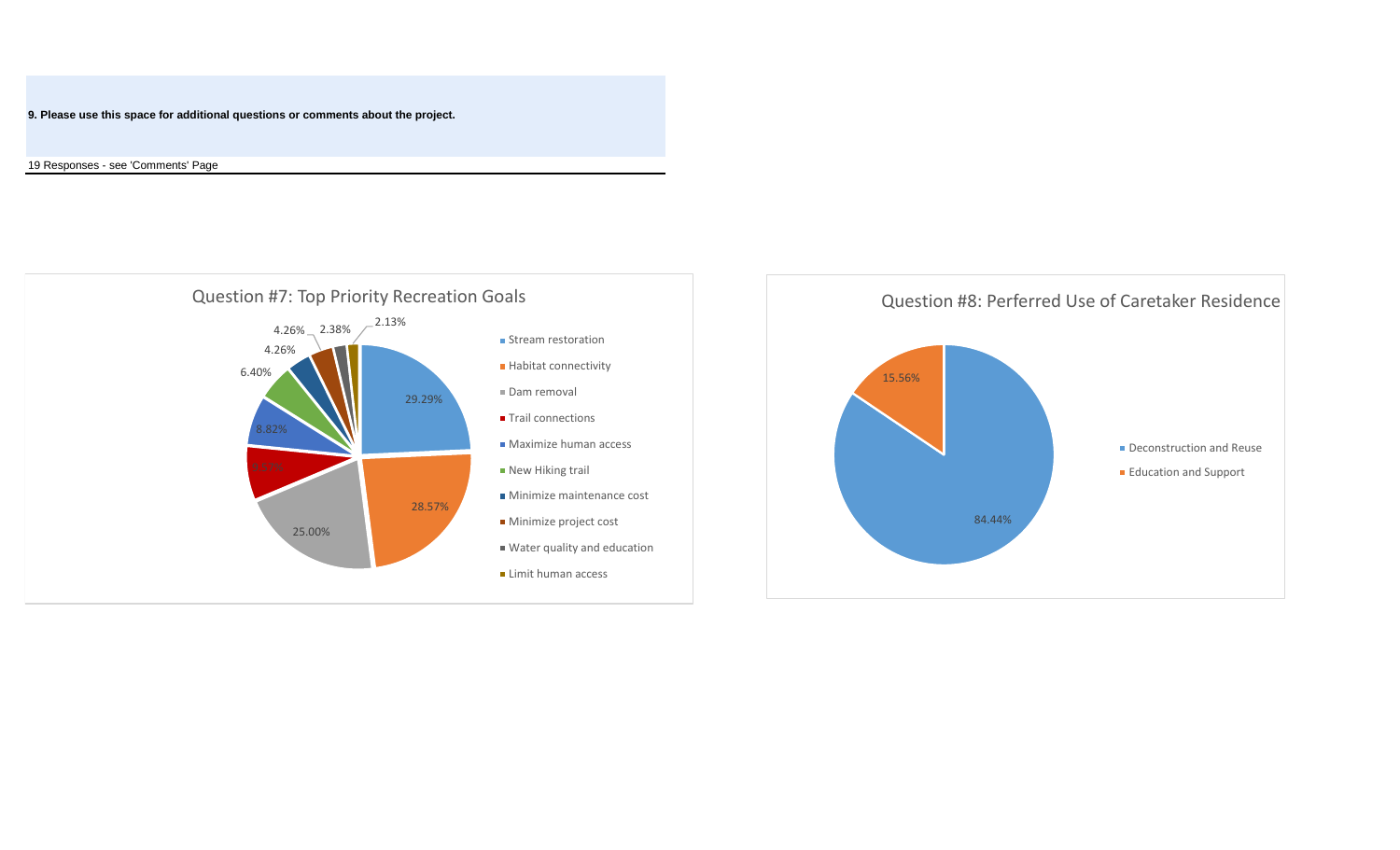**9. Please use this space for additional questions or comments about the project.**

19 Responses - see 'Comments' Page

Question #7: Top Priority Recreation Goals

- Stream restoration: 29.29%
- Habitat connectivity: 28.57%
- Dam removal: 25.00%
- Trail connections: 8.87%
- Maximize human access: 8.82%
- New Hiking trail: 6.40%
- Minimize maintenance cost: 4.26%
- Minimize project cost: 4.26%
- Water quality and education: 2.38%
- Limit human access: 2.13%

Question #8: Perferred Use of Caretaker Residence

- Deconstruction and Reuse: 84.44%
- Education and Support: 15.56%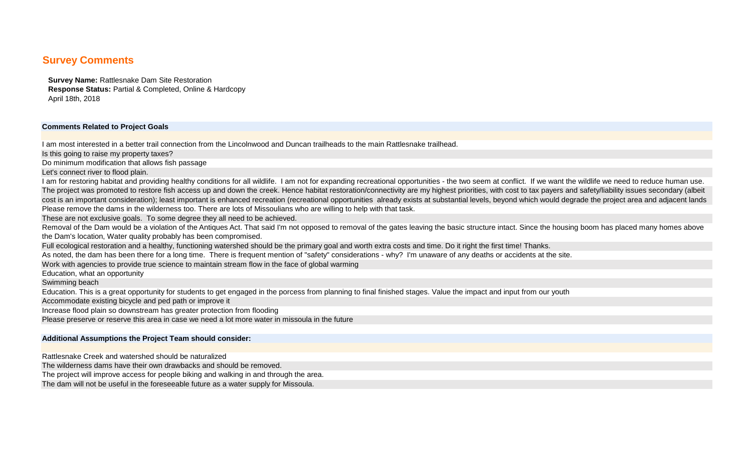## Survey Comments

**Survey Name:** Rattlesnake Dam Site Restoration
**Response Status:** Partial & Completed, Online & Hardcopy
April 18th, 2018

**Comments Related to Project Goals**

I am most interested in a better trail connection from the Lincolnwood and Duncan trailheads to the main Rattlesnake trailhead.

Is this going to raise my property taxes?

Do minimum modification that allows fish passage

Let's connect river to flood plain.

I am for restoring habitat and providing healthy conditions for all wildlife. I am not for expanding recreational opportunities - the two seem at conflict. If we want the wildlife we need to reduce human use.

The project was promoted to restore fish access up and down the creek. Hence habitat restoration/connectivity are my highest priorities, with cost to tax payers and safety/liability issues secondary (albeit cost is an important consideration); least important is enhanced recreation (recreational opportunities already exists at substantial levels, beyond which would degrade the project area and adjacent lands

Please remove the dams in the wilderness too. There are lots of Missoulians who are willing to help with that task.

These are not exclusive goals. To some degree they all need to be achieved.

Removal of the Dam would be a violation of the Antiques Act. That said I'm not opposed to removal of the gates leaving the basic structure intact. Since the housing boom has placed many homes above the Dam's location, Water quality probably has been compromised.

Full ecological restoration and a healthy, functioning watershed should be the primary goal and worth extra costs and time. Do it right the first time! Thanks.

As noted, the dam has been there for a long time. There is frequent mention of "safety" considerations - why? I'm unaware of any deaths or accidents at the site.

Work with agencies to provide true science to maintain stream flow in the face of global warming

Education, what an opportunity

Swimming beach

Education. This is a great opportunity for students to get engaged in the porcess from planning to final finished stages. Value the impact and input from our youth

Accommodate existing bicycle and ped path or improve it

Increase flood plain so downstream has greater protection from flooding

Please preserve or reserve this area in case we need a lot more water in missoula in the future

**Additional Assumptions the Project Team should consider:**

Rattlesnake Creek and watershed should be naturalized

The wilderness dams have their own drawbacks and should be removed.

The project will improve access for people biking and walking in and through the area.

The dam will not be useful in the foreseeable future as a water supply for Missoula.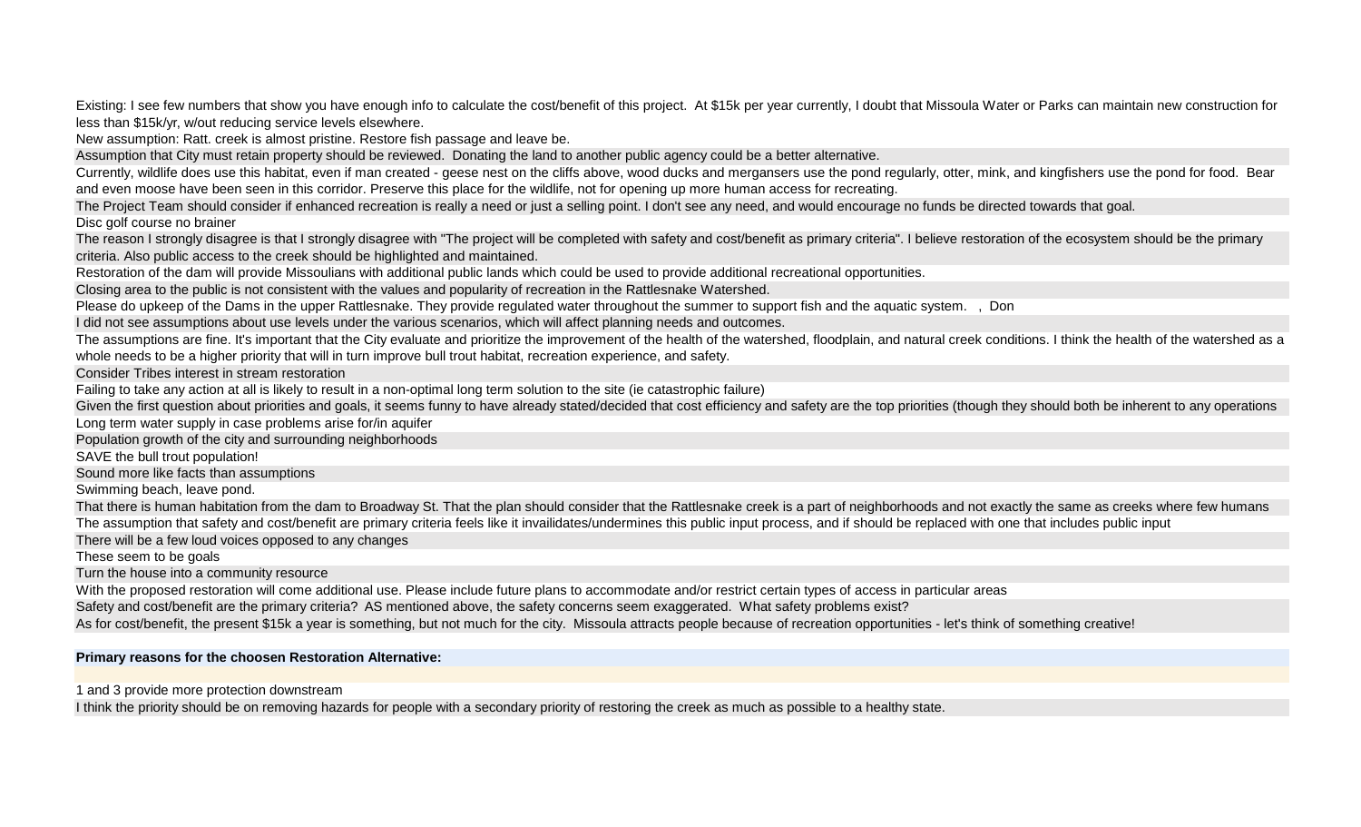Existing: I see few numbers that show you have enough info to calculate the cost/benefit of this project. At $15k per year currently, I doubt that Missoula Water or Parks can maintain new construction for less than $15k/yr, w/out reducing service levels elsewhere.

New assumption: Ratt. creek is almost pristine. Restore fish passage and leave be.

Assumption that City must retain property should be reviewed. Donating the land to another public agency could be a better alternative.

Currently, wildlife does use this habitat, even if man created - geese nest on the cliffs above, wood ducks and mergansers use the pond regularly, otter, mink, and kingfishers use the pond for food. Bear and even moose have been seen in this corridor. Preserve this place for the wildlife, not for opening up more human access for recreating.

The Project Team should consider if enhanced recreation is really a need or just a selling point. I don't see any need, and would encourage no funds be directed towards that goal.

Disc golf course no brainer

The reason I strongly disagree is that I strongly disagree with "The project will be completed with safety and cost/benefit as primary criteria". I believe restoration of the ecosystem should be the primary criteria. Also public access to the creek should be highlighted and maintained.

Restoration of the dam will provide Missoulians with additional public lands which could be used to provide additional recreational opportunities.

Closing area to the public is not consistent with the values and popularity of recreation in the Rattlesnake Watershed.

Please do upkeep of the Dams in the upper Rattlesnake. They provide regulated water throughout the summer to support fish and the aquatic system. , Don

I did not see assumptions about use levels under the various scenarios, which will affect planning needs and outcomes.

The assumptions are fine. It's important that the City evaluate and prioritize the improvement of the health of the watershed, floodplain, and natural creek conditions. I think the health of the watershed as a whole needs to be a higher priority that will in turn improve bull trout habitat, recreation experience, and safety.

Consider Tribes interest in stream restoration

Failing to take any action at all is likely to result in a non-optimal long term solution to the site (ie catastrophic failure)

Given the first question about priorities and goals, it seems funny to have already stated/decided that cost efficiency and safety are the top priorities (though they should both be inherent to any operations

Long term water supply in case problems arise for/in aquifer

Population growth of the city and surrounding neighborhoods

SAVE the bull trout population!

Sound more like facts than assumptions

Swimming beach, leave pond.

That there is human habitation from the dam to Broadway St. That the plan should consider that the Rattlesnake creek is a part of neighborhoods and not exactly the same as creeks where few humans

The assumption that safety and cost/benefit are primary criteria feels like it invailidates/undermines this public input process, and if should be replaced with one that includes public input

There will be a few loud voices opposed to any changes

These seem to be goals

Turn the house into a community resource

With the proposed restoration will come additional use. Please include future plans to accommodate and/or restrict certain types of access in particular areas

Safety and cost/benefit are the primary criteria? AS mentioned above, the safety concerns seem exaggerated. What safety problems exist?

As for cost/benefit, the present $15k a year is something, but not much for the city. Missoula attracts people because of recreation opportunities - let's think of something creative!

**Primary reasons for the choosen Restoration Alternative:**

1 and 3 provide more protection downstream

I think the priority should be on removing hazards for people with a secondary priority of restoring the creek as much as possible to a healthy state.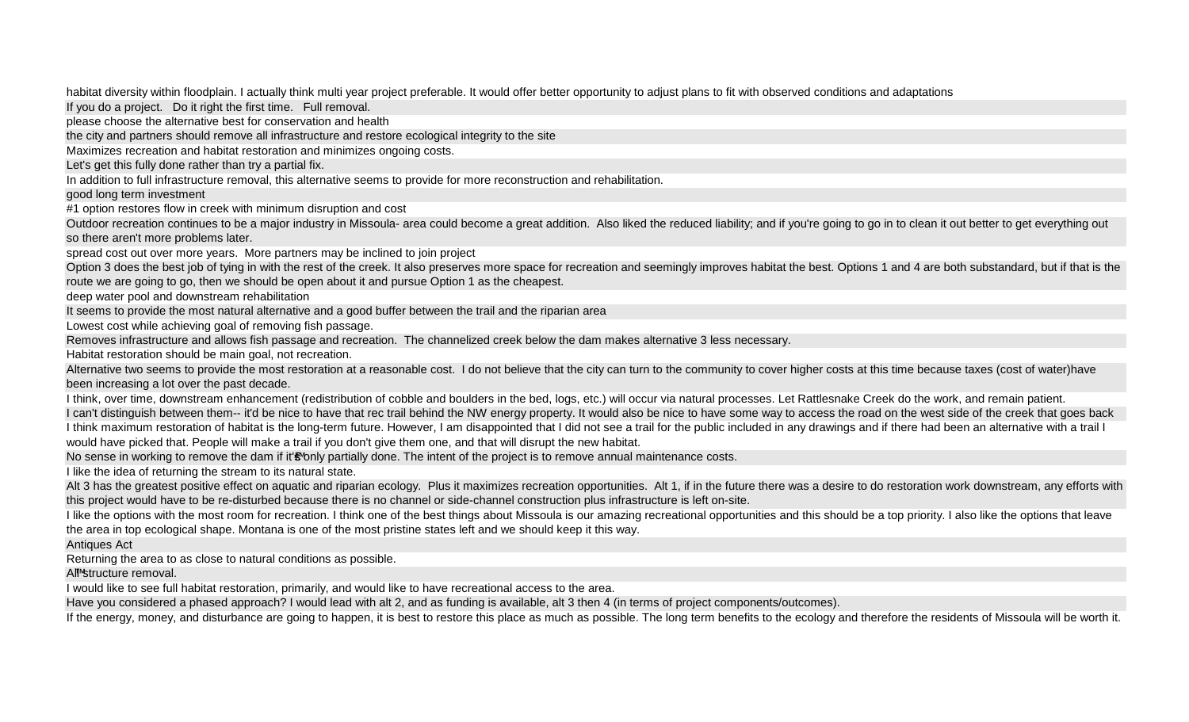habitat diversity within floodplain. I actually think multi year project preferable. It would offer better opportunity to adjust plans to fit with observed conditions and adaptations

If you do a project. Do it right the first time. Full removal.

please choose the alternative best for conservation and health

the city and partners should remove all infrastructure and restore ecological integrity to the site

Maximizes recreation and habitat restoration and minimizes ongoing costs.

Let's get this fully done rather than try a partial fix.

In addition to full infrastructure removal, this alternative seems to provide for more reconstruction and rehabilitation.

good long term investment

#1 option restores flow in creek with minimum disruption and cost

Outdoor recreation continues to be a major industry in Missoula- area could become a great addition. Also liked the reduced liability; and if you're going to go in to clean it out better to get everything out so there aren't more problems later.

spread cost out over more years. More partners may be inclined to join project

Option 3 does the best job of tying in with the rest of the creek. It also preserves more space for recreation and seemingly improves habitat the best. Options 1 and 4 are both substandard, but if that is the route we are going to go, then we should be open about it and pursue Option 1 as the cheapest.

deep water pool and downstream rehabilitation

It seems to provide the most natural alternative and a good buffer between the trail and the riparian area

Lowest cost while achieving goal of removing fish passage.

Removes infrastructure and allows fish passage and recreation. The channelized creek below the dam makes alternative 3 less necessary.

Habitat restoration should be main goal, not recreation.

Alternative two seems to provide the most restoration at a reasonable cost. I do not believe that the city can turn to the community to cover higher costs at this time because taxes (cost of water)have been increasing a lot over the past decade.

I think, over time, downstream enhancement (redistribution of cobble and boulders in the bed, logs, etc.) will occur via natural processes. Let Rattlesnake Creek do the work, and remain patient.

I can't distinguish between them-- it'd be nice to have that rec trail behind the NW energy property. It would also be nice to have some way to access the road on the west side of the creek that goes back

I think maximum restoration of habitat is the long-term future. However, I am disappointed that I did not see a trail for the public included in any drawings and if there had been an alternative with a trail I would have picked that. People will make a trail if you don't give them one, and that will disrupt the new habitat.

No sense in working to remove the dam if it's only partially done. The intent of the project is to remove annual maintenance costs.

I like the idea of returning the stream to its natural state.

Alt 3 has the greatest positive effect on aquatic and riparian ecology. Plus it maximizes recreation opportunities. Alt 1, if in the future there was a desire to do restoration work downstream, any efforts with this project would have to be re-disturbed because there is no channel or side-channel construction plus infrastructure is left on-site.

I like the options with the most room for recreation. I think one of the best things about Missoula is our amazing recreational opportunities and this should be a top priority. I also like the options that leave the area in top ecological shape. Montana is one of the most pristine states left and we should keep it this way.

Antiques Act

Returning the area to as close to natural conditions as possible.

All structure removal.

I would like to see full habitat restoration, primarily, and would like to have recreational access to the area.

Have you considered a phased approach? I would lead with alt 2, and as funding is available, alt 3 then 4 (in terms of project components/outcomes).

If the energy, money, and disturbance are going to happen, it is best to restore this place as much as possible. The long term benefits to the ecology and therefore the residents of Missoula will be worth it.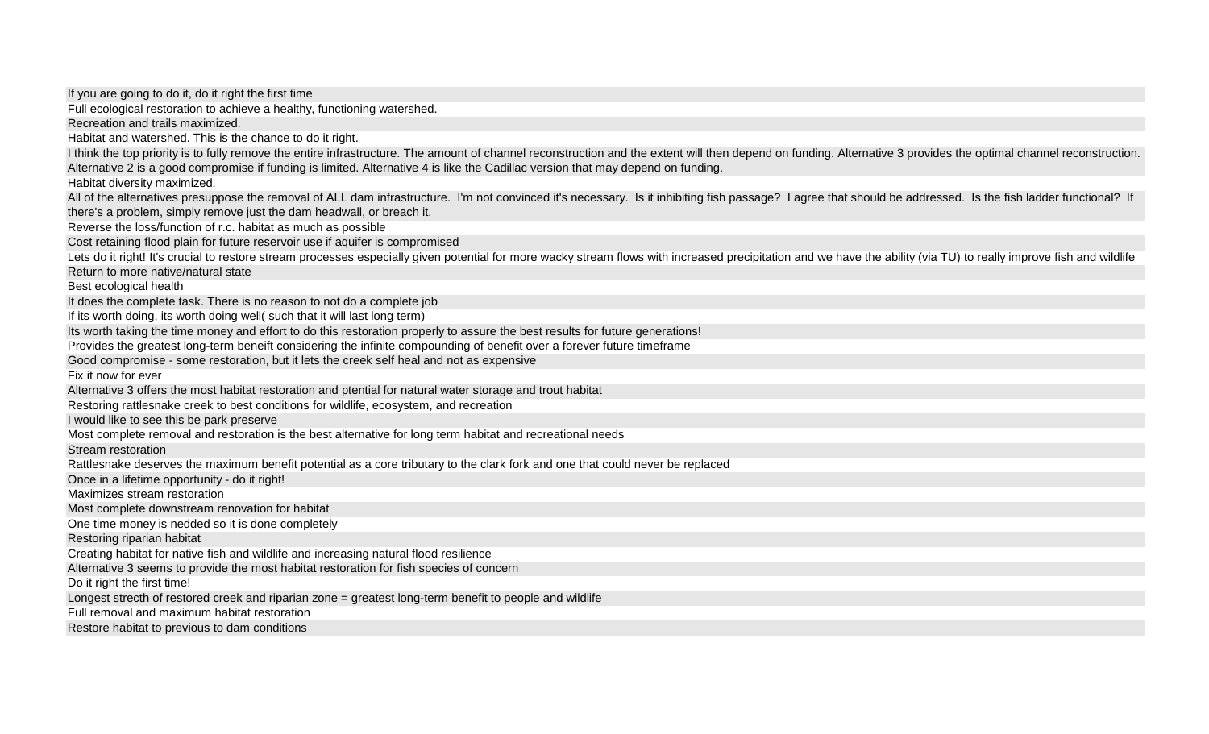If you are going to do it, do it right the first time

Full ecological restoration to achieve a healthy, functioning watershed.

Recreation and trails maximized.

Habitat and watershed. This is the chance to do it right.

I think the top priority is to fully remove the entire infrastructure. The amount of channel reconstruction and the extent will then depend on funding. Alternative 3 provides the optimal channel reconstruction. Alternative 2 is a good compromise if funding is limited. Alternative 4 is like the Cadillac version that may depend on funding.

Habitat diversity maximized.

All of the alternatives presuppose the removal of ALL dam infrastructure. I'm not convinced it's necessary. Is it inhibiting fish passage? I agree that should be addressed. Is the fish ladder functional? If there's a problem, simply remove just the dam headwall, or breach it.

Reverse the loss/function of r.c. habitat as much as possible

Cost retaining flood plain for future reservoir use if aquifer is compromised

Lets do it right! It's crucial to restore stream processes especially given potential for more wacky stream flows with increased precipitation and we have the ability (via TU) to really improve fish and wildlife

Return to more native/natural state

Best ecological health

It does the complete task. There is no reason to not do a complete job

If its worth doing, its worth doing well( such that it will last long term)

Its worth taking the time money and effort to do this restoration properly to assure the best results for future generations!

Provides the greatest long-term beneift considering the infinite compounding of benefit over a forever future timeframe

Good compromise - some restoration, but it lets the creek self heal and not as expensive

Fix it now for ever

Alternative 3 offers the most habitat restoration and ptential for natural water storage and trout habitat

Restoring rattlesnake creek to best conditions for wildlife, ecosystem, and recreation

I would like to see this be park preserve

Most complete removal and restoration is the best alternative for long term habitat and recreational needs

Stream restoration

Rattlesnake deserves the maximum benefit potential as a core tributary to the clark fork and one that could never be replaced

Once in a lifetime opportunity - do it right!

Maximizes stream restoration

Most complete downstream renovation for habitat

One time money is nedded so it is done completely

Restoring riparian habitat

Creating habitat for native fish and wildlife and increasing natural flood resilience

Alternative 3 seems to provide the most habitat restoration for fish species of concern

Do it right the first time!

Longest strecth of restored creek and riparian zone = greatest long-term benefit to people and wildlife

Full removal and maximum habitat restoration

Restore habitat to previous to dam conditions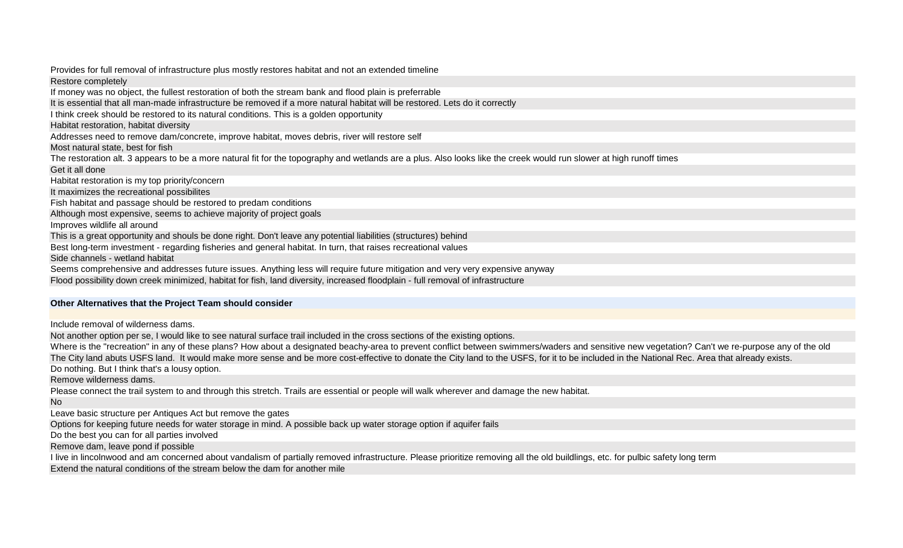Provides for full removal of infrastructure plus mostly restores habitat and not an extended timeline

Restore completely

If money was no object, the fullest restoration of both the stream bank and flood plain is preferrable

It is essential that all man-made infrastructure be removed if a more natural habitat will be restored. Lets do it correctly

I think creek should be restored to its natural conditions. This is a golden opportunity

Habitat restoration, habitat diversity

Addresses need to remove dam/concrete, improve habitat, moves debris, river will restore self

Most natural state, best for fish

The restoration alt. 3 appears to be a more natural fit for the topography and wetlands are a plus. Also looks like the creek would run slower at high runoff times

Get it all done

Habitat restoration is my top priority/concern

It maximizes the recreational possibilites

Fish habitat and passage should be restored to predam conditions

Although most expensive, seems to achieve majority of project goals

Improves wildlife all around

This is a great opportunity and shouls be done right. Don't leave any potential liabilities (structures) behind

Best long-term investment - regarding fisheries and general habitat. In turn, that raises recreational values

Side channels - wetland habitat

Seems comprehensive and addresses future issues. Anything less will require future mitigation and very very expensive anyway

Flood possibility down creek minimized, habitat for fish, land diversity, increased floodplain - full removal of infrastructure

**Other Alternatives that the Project Team should consider**

Include removal of wilderness dams.

Not another option per se, I would like to see natural surface trail included in the cross sections of the existing options.

Where is the "recreation" in any of these plans? How about a designated beachy-area to prevent conflict between swimmers/waders and sensitive new vegetation? Can't we re-purpose any of the old

The City land abuts USFS land. It would make more sense and be more cost-effective to donate the City land to the USFS, for it to be included in the National Rec. Area that already exists.

Do nothing. But I think that's a lousy option.

Remove wilderness dams.

Please connect the trail system to and through this stretch. Trails are essential or people will walk wherever and damage the new habitat.

No

Leave basic structure per Antiques Act but remove the gates

Options for keeping future needs for water storage in mind. A possible back up water storage option if aquifer fails

Do the best you can for all parties involved

Remove dam, leave pond if possible

I live in lincolnwood and am concerned about vandalism of partially removed infrastructure. Please prioritize removing all the old buildlings, etc. for pulbic safety long term

Extend the natural conditions of the stream below the dam for another mile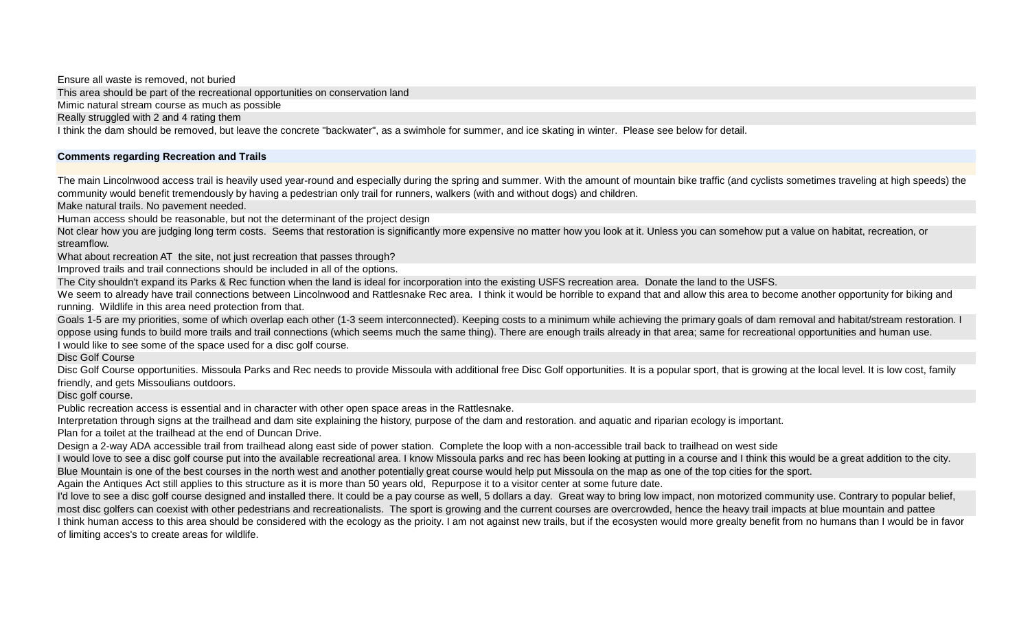Ensure all waste is removed, not buried

This area should be part of the recreational opportunities on conservation land

Mimic natural stream course as much as possible

Really struggled with 2 and 4 rating them

I think the dam should be removed, but leave the concrete "backwater", as a swimhole for summer, and ice skating in winter. Please see below for detail.

**Comments regarding Recreation and Trails**

The main Lincolnwood access trail is heavily used year-round and especially during the spring and summer. With the amount of mountain bike traffic (and cyclists sometimes traveling at high speeds) the community would benefit tremendously by having a pedestrian only trail for runners, walkers (with and without dogs) and children.

Make natural trails. No pavement needed.

Human access should be reasonable, but not the determinant of the project design

Not clear how you are judging long term costs. Seems that restoration is significantly more expensive no matter how you look at it. Unless you can somehow put a value on habitat, recreation, or streamflow.

What about recreation AT the site, not just recreation that passes through?

Improved trails and trail connections should be included in all of the options.

The City shouldn't expand its Parks & Rec function when the land is ideal for incorporation into the existing USFS recreation area. Donate the land to the USFS.

We seem to already have trail connections between Lincolnwood and Rattlesnake Rec area. I think it would be horrible to expand that and allow this area to become another opportunity for biking and running. Wildlife in this area need protection from that.

Goals 1-5 are my priorities, some of which overlap each other (1-3 seem interconnected). Keeping costs to a minimum while achieving the primary goals of dam removal and habitat/stream restoration. I oppose using funds to build more trails and trail connections (which seems much the same thing). There are enough trails already in that area; same for recreational opportunities and human use.

I would like to see some of the space used for a disc golf course.

Disc Golf Course

Disc Golf Course opportunities. Missoula Parks and Rec needs to provide Missoula with additional free Disc Golf opportunities. It is a popular sport, that is growing at the local level. It is low cost, family friendly, and gets Missoulians outdoors.

Disc golf course.

Public recreation access is essential and in character with other open space areas in the Rattlesnake.

Interpretation through signs at the trailhead and dam site explaining the history, purpose of the dam and restoration. and aquatic and riparian ecology is important.

Plan for a toilet at the trailhead at the end of Duncan Drive.

Design a 2-way ADA accessible trail from trailhead along east side of power station. Complete the loop with a non-accessible trail back to trailhead on west side

I would love to see a disc golf course put into the available recreational area. I know Missoula parks and rec has been looking at putting in a course and I think this would be a great addition to the city. Blue Mountain is one of the best courses in the north west and another potentially great course would help put Missoula on the map as one of the top cities for the sport.

Again the Antiques Act still applies to this structure as it is more than 50 years old, Repurpose it to a visitor center at some future date.

I'd love to see a disc golf course designed and installed there. It could be a pay course as well, 5 dollars a day. Great way to bring low impact, non motorized community use. Contrary to popular belief, most disc golfers can coexist with other pedestrians and recreationalists. The sport is growing and the current courses are overcrowded, hence the heavy trail impacts at blue mountain and pattee

I think human access to this area should be considered with the ecology as the prioity. I am not against new trails, but if the ecosysten would more grealty benefit from no humans than I would be in favor of limiting acces's to create areas for wildlife.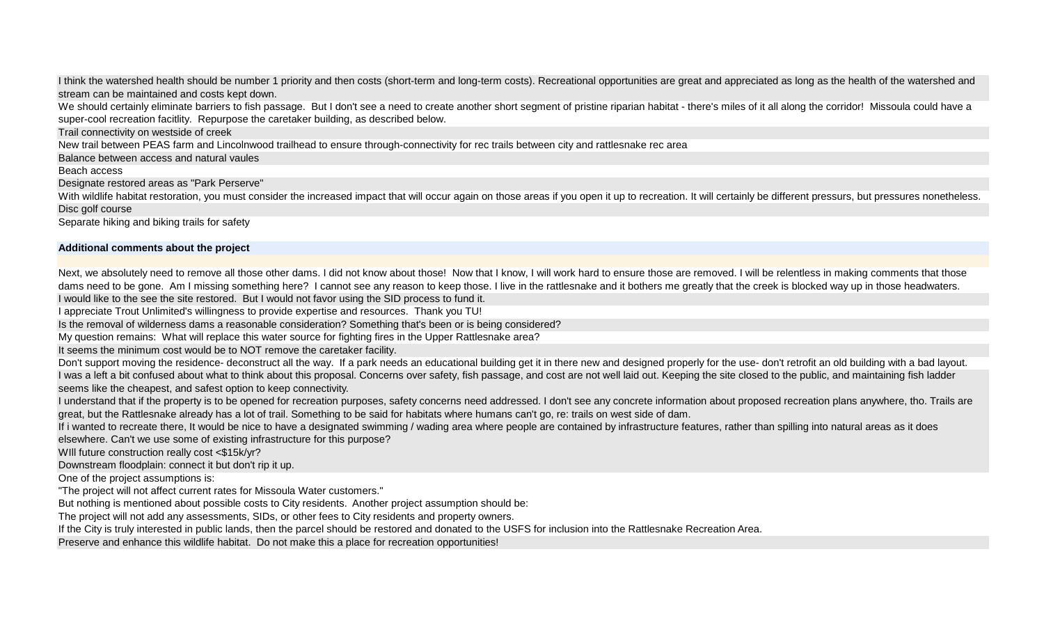I think the watershed health should be number 1 priority and then costs (short-term and long-term costs). Recreational opportunities are great and appreciated as long as the health of the watershed and stream can be maintained and costs kept down.

We should certainly eliminate barriers to fish passage. But I don't see a need to create another short segment of pristine riparian habitat - there's miles of it all along the corridor! Missoula could have a super-cool recreation facitlity. Repurpose the caretaker building, as described below.

Trail connectivity on westside of creek

New trail between PEAS farm and Lincolnwood trailhead to ensure through-connectivity for rec trails between city and rattlesnake rec area

Balance between access and natural vaules

Beach access

Designate restored areas as "Park Perserve"

With wildlife habitat restoration, you must consider the increased impact that will occur again on those areas if you open it up to recreation. It will certainly be different pressurs, but pressures nonetheless.

Disc golf course

Separate hiking and biking trails for safety

**Additional comments about the project**

Next, we absolutely need to remove all those other dams. I did not know about those! Now that I know, I will work hard to ensure those are removed. I will be relentless in making comments that those dams need to be gone. Am I missing something here? I cannot see any reason to keep those. I live in the rattlesnake and it bothers me greatly that the creek is blocked way up in those headwaters.

I would like to the see the site restored. But I would not favor using the SID process to fund it.

I appreciate Trout Unlimited's willingness to provide expertise and resources. Thank you TU!

Is the removal of wilderness dams a reasonable consideration? Something that's been or is being considered?

My question remains: What will replace this water source for fighting fires in the Upper Rattlesnake area?

It seems the minimum cost would be to NOT remove the caretaker facility.

Don't support moving the residence- deconstruct all the way. If a park needs an educational building get it in there new and designed properly for the use- don't retrofit an old building with a bad layout.

I was a left a bit confused about what to think about this proposal. Concerns over safety, fish passage, and cost are not well laid out. Keeping the site closed to the public, and maintaining fish ladder seems like the cheapest, and safest option to keep connectivity.

I understand that if the property is to be opened for recreation purposes, safety concerns need addressed. I don't see any concrete information about proposed recreation plans anywhere, tho. Trails are great, but the Rattlesnake already has a lot of trail. Something to be said for habitats where humans can't go, re: trails on west side of dam.

If i wanted to recreate there, It would be nice to have a designated swimming / wading area where people are contained by infrastructure features, rather than spilling into natural areas as it does elsewhere. Can't we use some of existing infrastructure for this purpose?

WIll future construction really cost <$15k/yr?

Downstream floodplain: connect it but don't rip it up.

One of the project assumptions is:

"The project will not affect current rates for Missoula Water customers."

But nothing is mentioned about possible costs to City residents. Another project assumption should be:

The project will not add any assessments, SIDs, or other fees to City residents and property owners.

If the City is truly interested in public lands, then the parcel should be restored and donated to the USFS for inclusion into the Rattlesnake Recreation Area.

Preserve and enhance this wildlife habitat. Do not make this a place for recreation opportunities!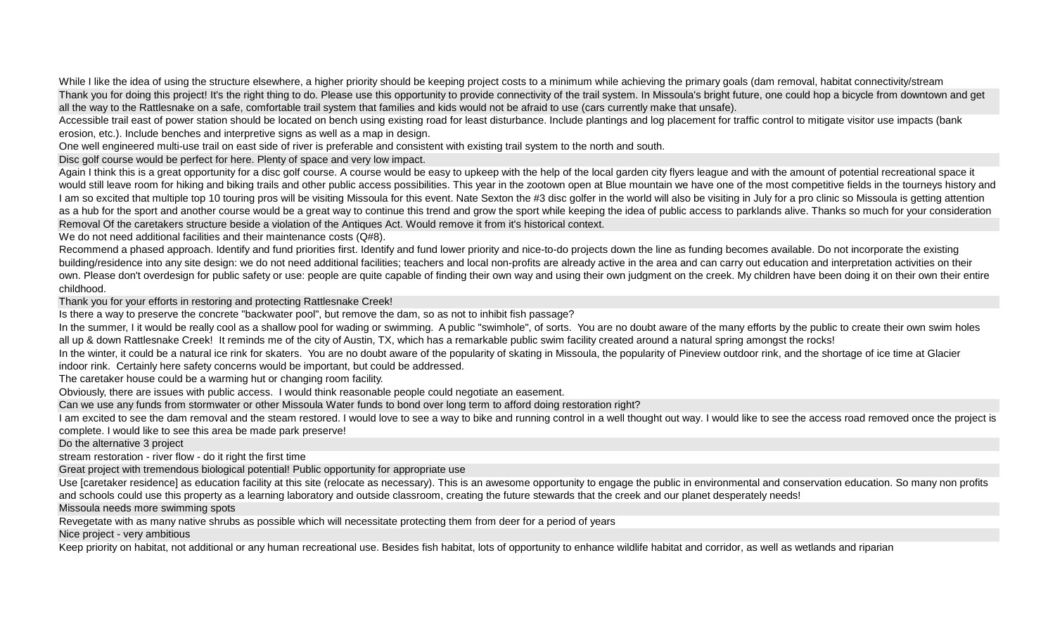While I like the idea of using the structure elsewhere, a higher priority should be keeping project costs to a minimum while achieving the primary goals (dam removal, habitat connectivity/stream

Thank you for doing this project! It's the right thing to do. Please use this opportunity to provide connectivity of the trail system. In Missoula's bright future, one could hop a bicycle from downtown and get all the way to the Rattlesnake on a safe, comfortable trail system that families and kids would not be afraid to use (cars currently make that unsafe).

Accessible trail east of power station should be located on bench using existing road for least disturbance. Include plantings and log placement for traffic control to mitigate visitor use impacts (bank erosion, etc.). Include benches and interpretive signs as well as a map in design.

One well engineered multi-use trail on east side of river is preferable and consistent with existing trail system to the north and south.

Disc golf course would be perfect for here. Plenty of space and very low impact.

Again I think this is a great opportunity for a disc golf course. A course would be easy to upkeep with the help of the local garden city flyers league and with the amount of potential recreational space it would still leave room for hiking and biking trails and other public access possibilities. This year in the zootown open at Blue mountain we have one of the most competitive fields in the tourneys history and I am so excited that multiple top 10 touring pros will be visiting Missoula for this event. Nate Sexton the #3 disc golfer in the world will also be visiting in July for a pro clinic so Missoula is getting attention as a hub for the sport and another course would be a great way to continue this trend and grow the sport while keeping the idea of public access to parklands alive. Thanks so much for your consideration

Removal Of the caretakers structure beside a violation of the Antiques Act. Would remove it from it's historical context.

We do not need additional facilities and their maintenance costs (Q#8).

Recommend a phased approach. Identify and fund priorities first. Identify and fund lower priority and nice-to-do projects down the line as funding becomes available. Do not incorporate the existing building/residence into any site design: we do not need additional facilities; teachers and local non-profits are already active in the area and can carry out education and interpretation activities on their own. Please don't overdesign for public safety or use: people are quite capable of finding their own way and using their own judgment on the creek. My children have been doing it on their own their entire childhood.

Thank you for your efforts in restoring and protecting Rattlesnake Creek!

Is there a way to preserve the concrete "backwater pool", but remove the dam, so as not to inhibit fish passage?

In the summer, I it would be really cool as a shallow pool for wading or swimming. A public "swimhole", of sorts. You are no doubt aware of the many efforts by the public to create their own swim holes all up & down Rattlesnake Creek! It reminds me of the city of Austin, TX, which has a remarkable public swim facility created around a natural spring amongst the rocks!

In the winter, it could be a natural ice rink for skaters. You are no doubt aware of the popularity of skating in Missoula, the popularity of Pineview outdoor rink, and the shortage of ice time at Glacier indoor rink. Certainly here safety concerns would be important, but could be addressed.

The caretaker house could be a warming hut or changing room facility.

Obviously, there are issues with public access. I would think reasonable people could negotiate an easement.

Can we use any funds from stormwater or other Missoula Water funds to bond over long term to afford doing restoration right?

I am excited to see the dam removal and the steam restored. I would love to see a way to bike and running control in a well thought out way. I would like to see the access road removed once the project is complete. I would like to see this area be made park preserve!

Do the alternative 3 project

stream restoration - river flow - do it right the first time

Great project with tremendous biological potential! Public opportunity for appropriate use

Use [caretaker residence] as education facility at this site (relocate as necessary). This is an awesome opportunity to engage the public in environmental and conservation education. So many non profits and schools could use this property as a learning laboratory and outside classroom, creating the future stewards that the creek and our planet desperately needs!

Missoula needs more swimming spots

Revegetate with as many native shrubs as possible which will necessitate protecting them from deer for a period of years

Nice project - very ambitious

Keep priority on habitat, not additional or any human recreational use. Besides fish habitat, lots of opportunity to enhance wildlife habitat and corridor, as well as wetlands and riparian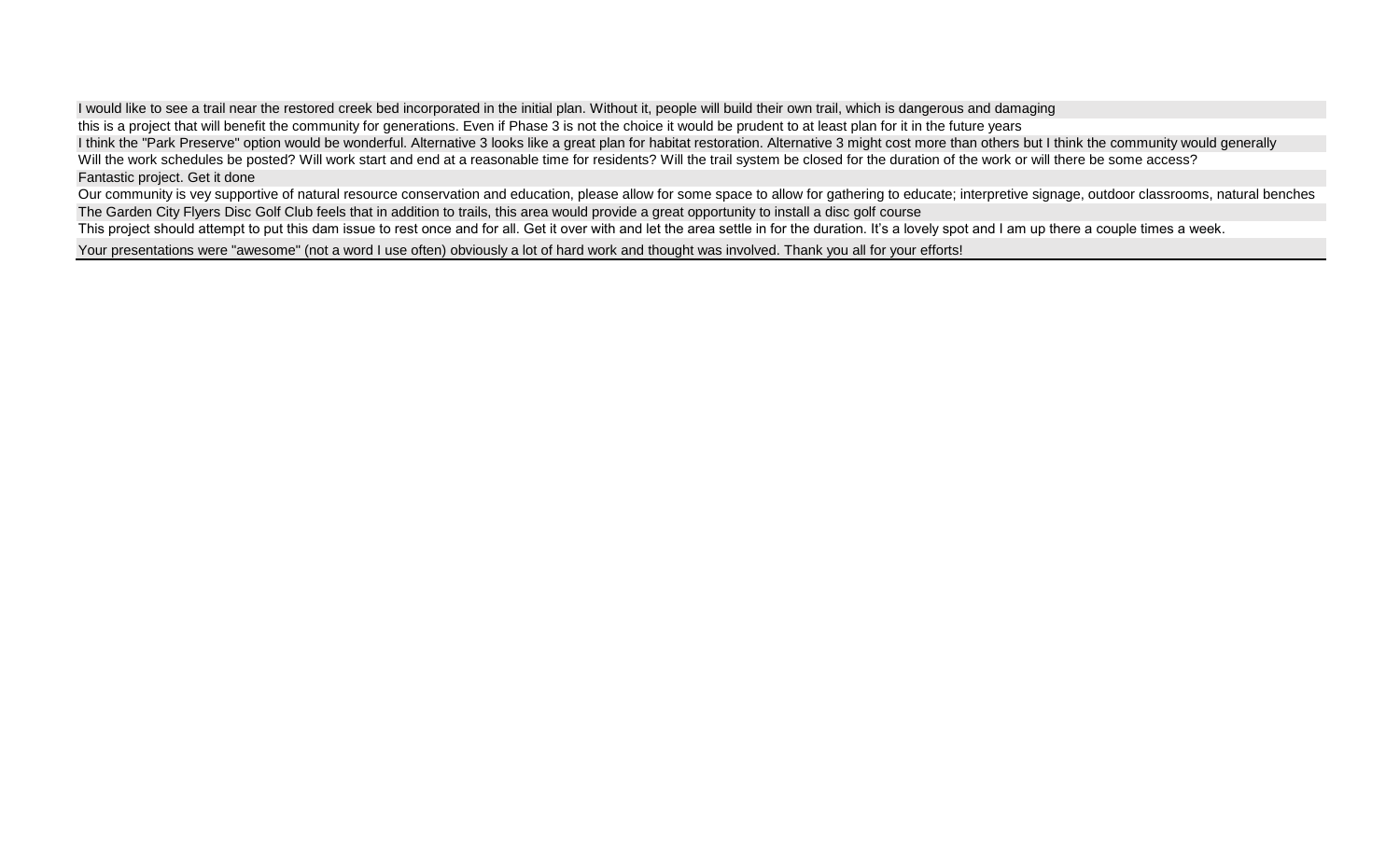| |
|---|
| I would like to see a trail near the restored creek bed incorporated in the initial plan. Without it, people will build their own trail, which is dangerous and damaging |
| this is a project that will benefit the community for generations. Even if Phase 3 is not the choice it would be prudent to at least plan for it in the future years |
| I think the "Park Preserve" option would be wonderful. Alternative 3 looks like a great plan for habitat restoration. Alternative 3 might cost more than others but I think the community would generally |
| Will the work schedules be posted? Will work start and end at a reasonable time for residents? Will the trail system be closed for the duration of the work or will there be some access? |
| Fantastic project. Get it done |
| Our community is vey supportive of natural resource conservation and education, please allow for some space to allow for gathering to educate; interpretive signage, outdoor classrooms, natural benches |
| The Garden City Flyers Disc Golf Club feels that in addition to trails, this area would provide a great opportunity to install a disc golf course |
| This project should attempt to put this dam issue to rest once and for all. Get it over with and let the area settle in for the duration. It's a lovely spot and I am up there a couple times a week. |
| Your presentations were "awesome" (not a word I use often) obviously a lot of hard work and thought was involved. Thank you all for your efforts! |